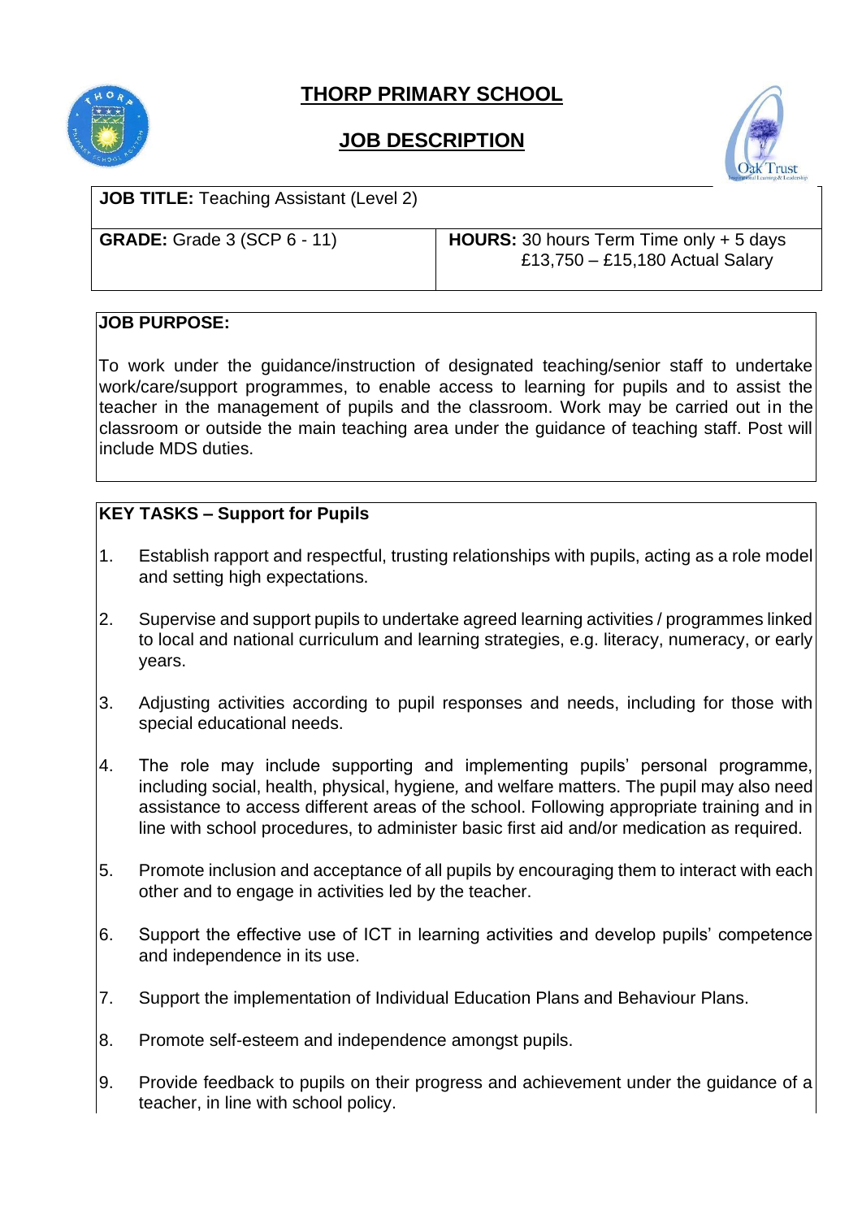# THORP PRIMARY SCHOOL

## JOB DESCRIPTION

| | |
|---|---|
| **JOB TITLE:** Teaching Assistant (Level 2) | |
| **GRADE:** Grade 3 (SCP 6 - 11) | **HOURS:** 30 hours Term Time only + 5 days<br>£13,750 – £15,180 Actual Salary |

**JOB PURPOSE:**

To work under the guidance/instruction of designated teaching/senior staff to undertake work/care/support programmes, to enable access to learning for pupils and to assist the teacher in the management of pupils and the classroom. Work may be carried out in the classroom or outside the main teaching area under the guidance of teaching staff. Post will include MDS duties.

**KEY TASKS – Support for Pupils**

1. Establish rapport and respectful, trusting relationships with pupils, acting as a role model and setting high expectations.

2. Supervise and support pupils to undertake agreed learning activities / programmes linked to local and national curriculum and learning strategies, e.g. literacy, numeracy, or early years.

3. Adjusting activities according to pupil responses and needs, including for those with special educational needs.

4. The role may include supporting and implementing pupils' personal programme, including social, health, physical, hygiene, and welfare matters. The pupil may also need assistance to access different areas of the school. Following appropriate training and in line with school procedures, to administer basic first aid and/or medication as required.

5. Promote inclusion and acceptance of all pupils by encouraging them to interact with each other and to engage in activities led by the teacher.

6. Support the effective use of ICT in learning activities and develop pupils' competence and independence in its use.

7. Support the implementation of Individual Education Plans and Behaviour Plans.

8. Promote self-esteem and independence amongst pupils.

9. Provide feedback to pupils on their progress and achievement under the guidance of a teacher, in line with school policy.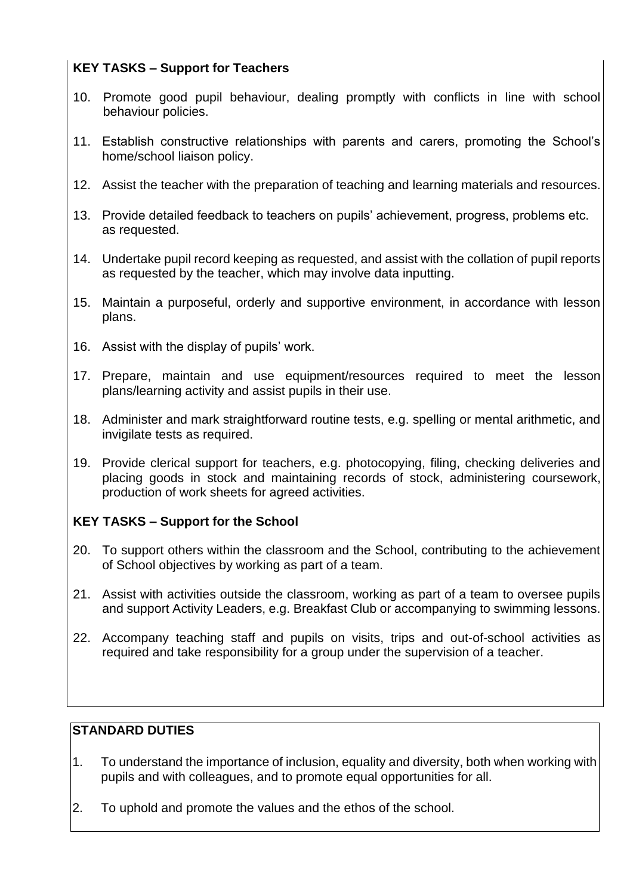**KEY TASKS – Support for Teachers**

10. Promote good pupil behaviour, dealing promptly with conflicts in line with school behaviour policies.

11. Establish constructive relationships with parents and carers, promoting the School's home/school liaison policy.

12. Assist the teacher with the preparation of teaching and learning materials and resources.

13. Provide detailed feedback to teachers on pupils' achievement, progress, problems etc. as requested.

14. Undertake pupil record keeping as requested, and assist with the collation of pupil reports as requested by the teacher, which may involve data inputting.

15. Maintain a purposeful, orderly and supportive environment, in accordance with lesson plans.

16. Assist with the display of pupils' work.

17. Prepare, maintain and use equipment/resources required to meet the lesson plans/learning activity and assist pupils in their use.

18. Administer and mark straightforward routine tests, e.g. spelling or mental arithmetic, and invigilate tests as required.

19. Provide clerical support for teachers, e.g. photocopying, filing, checking deliveries and placing goods in stock and maintaining records of stock, administering coursework, production of work sheets for agreed activities.

**KEY TASKS – Support for the School**

20. To support others within the classroom and the School, contributing to the achievement of School objectives by working as part of a team.

21. Assist with activities outside the classroom, working as part of a team to oversee pupils and support Activity Leaders, e.g. Breakfast Club or accompanying to swimming lessons.

22. Accompany teaching staff and pupils on visits, trips and out-of-school activities as required and take responsibility for a group under the supervision of a teacher.

**STANDARD DUTIES**

1. To understand the importance of inclusion, equality and diversity, both when working with pupils and with colleagues, and to promote equal opportunities for all.

2. To uphold and promote the values and the ethos of the school.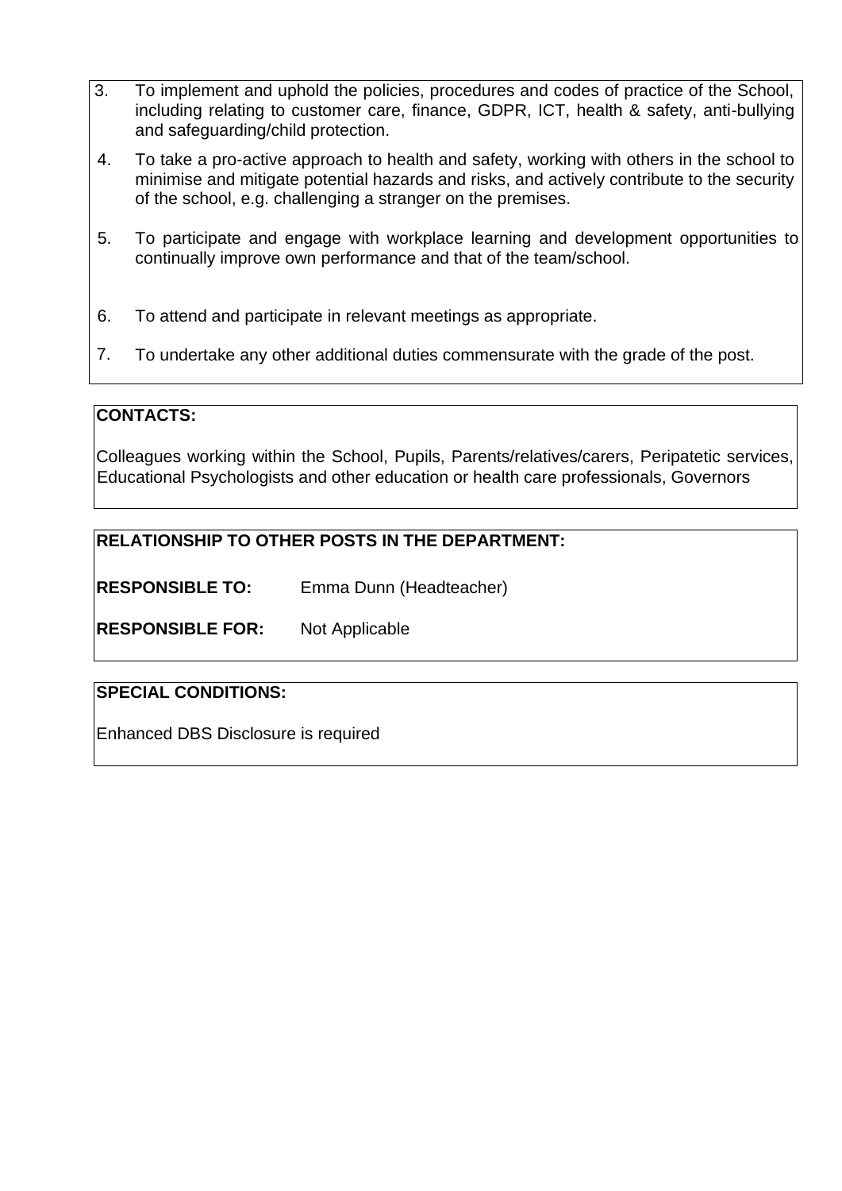3. To implement and uphold the policies, procedures and codes of practice of the School, including relating to customer care, finance, GDPR, ICT, health & safety, anti-bullying and safeguarding/child protection.
4. To take a pro-active approach to health and safety, working with others in the school to minimise and mitigate potential hazards and risks, and actively contribute to the security of the school, e.g. challenging a stranger on the premises.
5. To participate and engage with workplace learning and development opportunities to continually improve own performance and that of the team/school.
6. To attend and participate in relevant meetings as appropriate.
7. To undertake any other additional duties commensurate with the grade of the post.

**CONTACTS:**

Colleagues working within the School, Pupils, Parents/relatives/carers, Peripatetic services, Educational Psychologists and other education or health care professionals, Governors

**RELATIONSHIP TO OTHER POSTS IN THE DEPARTMENT:**

**RESPONSIBLE TO:** Emma Dunn (Headteacher)

**RESPONSIBLE FOR:** Not Applicable

**SPECIAL CONDITIONS:**

Enhanced DBS Disclosure is required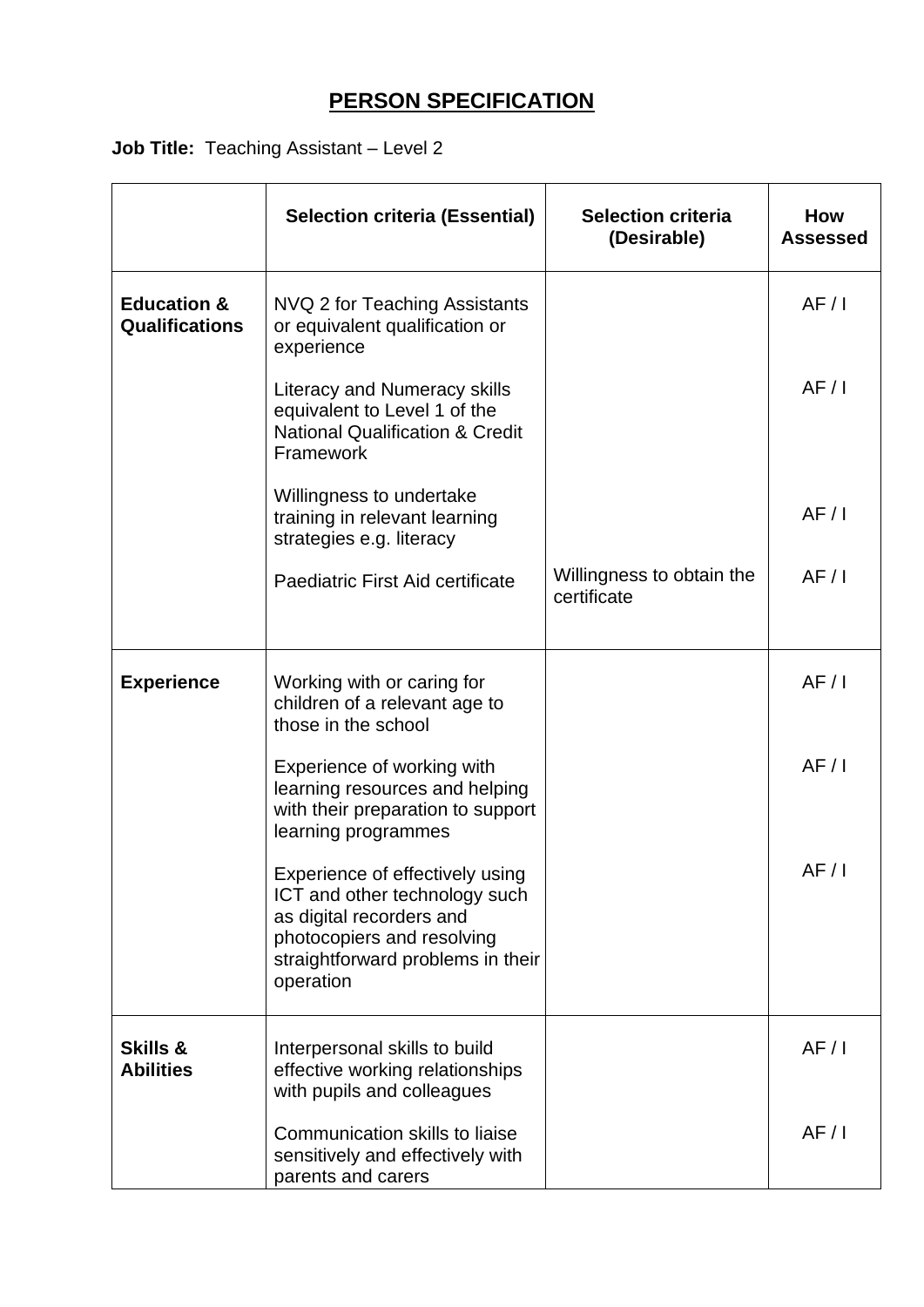# PERSON SPECIFICATION

**Job Title:** Teaching Assistant – Level 2

| | Selection criteria (Essential) | Selection criteria (Desirable) | How Assessed |
|---|---|---|---|
| **Education & Qualifications** | NVQ 2 for Teaching Assistants or equivalent qualification or experience | | AF / I |
| | Literacy and Numeracy skills equivalent to Level 1 of the National Qualification & Credit Framework | | AF / I |
| | Willingness to undertake training in relevant learning strategies e.g. literacy | | AF / I |
| | Paediatric First Aid certificate | Willingness to obtain the certificate | AF / I |
| **Experience** | Working with or caring for children of a relevant age to those in the school | | AF / I |
| | Experience of working with learning resources and helping with their preparation to support learning programmes | | AF / I |
| | Experience of effectively using ICT and other technology such as digital recorders and photocopiers and resolving straightforward problems in their operation | | AF / I |
| **Skills & Abilities** | Interpersonal skills to build effective working relationships with pupils and colleagues | | AF / I |
| | Communication skills to liaise sensitively and effectively with parents and carers | | AF / I |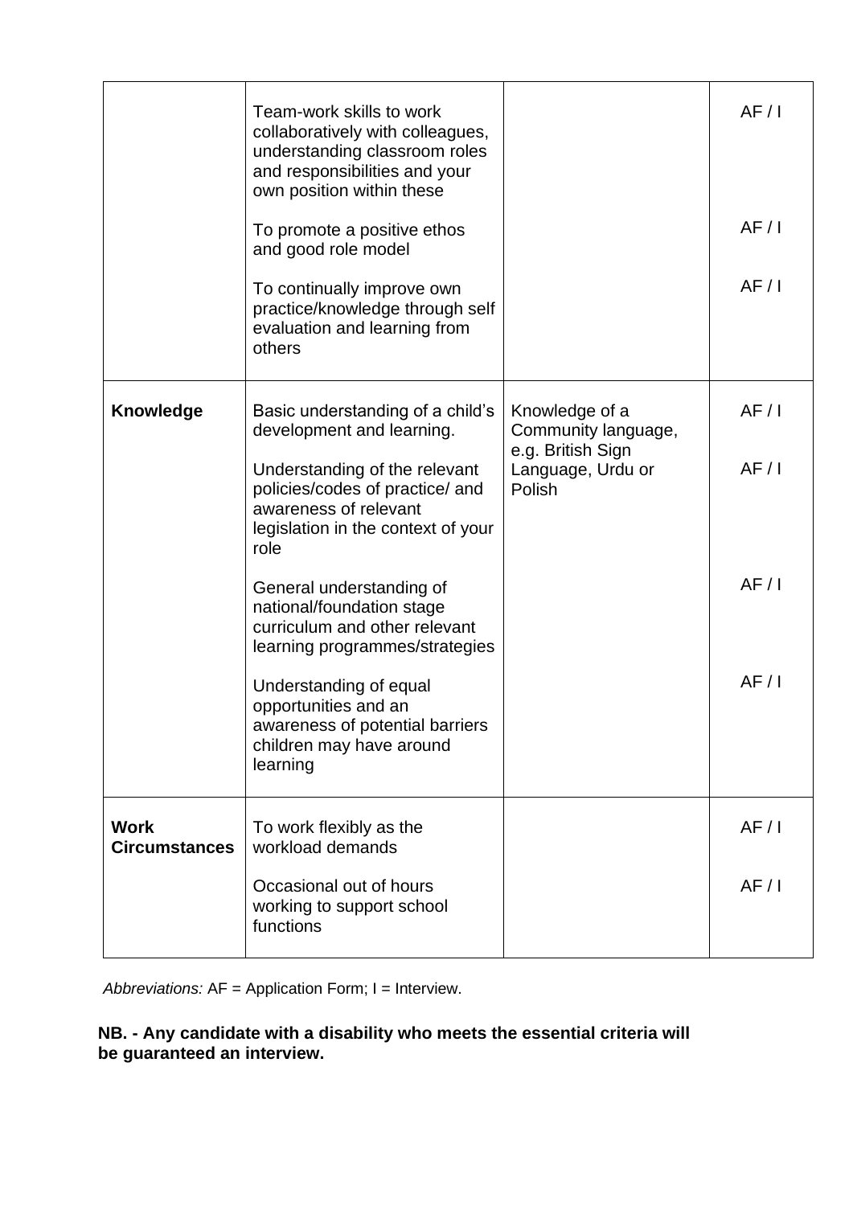| | | | |
|---|---|---|---|
| | Team-work skills to work collaboratively with colleagues, understanding classroom roles and responsibilities and your own position within these<br><br>To promote a positive ethos and good role model<br><br>To continually improve own practice/knowledge through self evaluation and learning from others | | AF / I<br><br>AF / I<br><br>AF / I |
| **Knowledge** | Basic understanding of a child's development and learning.<br><br>Understanding of the relevant policies/codes of practice/ and awareness of relevant legislation in the context of your role<br><br>General understanding of national/foundation stage curriculum and other relevant learning programmes/strategies<br><br>Understanding of equal opportunities and an awareness of potential barriers children may have around learning | Knowledge of a Community language, e.g. British Sign Language, Urdu or Polish | AF / I<br><br>AF / I<br><br>AF / I<br><br>AF / I |
| **Work Circumstances** | To work flexibly as the workload demands<br><br>Occasional out of hours working to support school functions | | AF / I<br><br>AF / I |

*Abbreviations:* AF = Application Form; I = Interview.

**NB. - Any candidate with a disability who meets the essential criteria will be guaranteed an interview.**